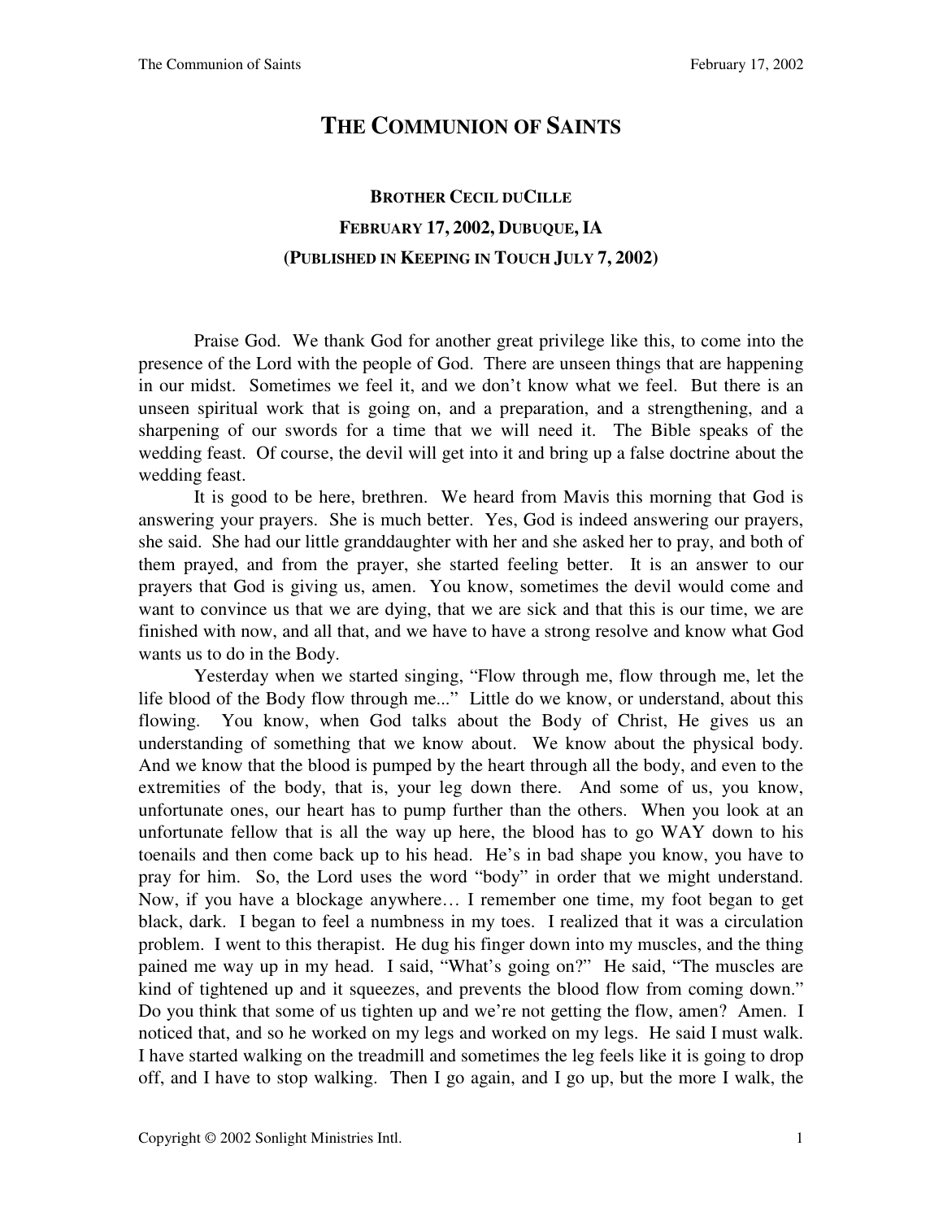# THE COMMUNION OF SAINTS

### BROTHER CECIL DUCILLE
### FEBRUARY 17, 2002, DUBUQUE, IA
### (PUBLISHED IN KEEPING IN TOUCH JULY 7, 2002)

Praise God. We thank God for another great privilege like this, to come into the presence of the Lord with the people of God. There are unseen things that are happening in our midst. Sometimes we feel it, and we don't know what we feel. But there is an unseen spiritual work that is going on, and a preparation, and a strengthening, and a sharpening of our swords for a time that we will need it. The Bible speaks of the wedding feast. Of course, the devil will get into it and bring up a false doctrine about the wedding feast.

It is good to be here, brethren. We heard from Mavis this morning that God is answering your prayers. She is much better. Yes, God is indeed answering our prayers, she said. She had our little granddaughter with her and she asked her to pray, and both of them prayed, and from the prayer, she started feeling better. It is an answer to our prayers that God is giving us, amen. You know, sometimes the devil would come and want to convince us that we are dying, that we are sick and that this is our time, we are finished with now, and all that, and we have to have a strong resolve and know what God wants us to do in the Body.

Yesterday when we started singing, "Flow through me, flow through me, let the life blood of the Body flow through me..." Little do we know, or understand, about this flowing. You know, when God talks about the Body of Christ, He gives us an understanding of something that we know about. We know about the physical body. And we know that the blood is pumped by the heart through all the body, and even to the extremities of the body, that is, your leg down there. And some of us, you know, unfortunate ones, our heart has to pump further than the others. When you look at an unfortunate fellow that is all the way up here, the blood has to go WAY down to his toenails and then come back up to his head. He's in bad shape you know, you have to pray for him. So, the Lord uses the word "body" in order that we might understand. Now, if you have a blockage anywhere… I remember one time, my foot began to get black, dark. I began to feel a numbness in my toes. I realized that it was a circulation problem. I went to this therapist. He dug his finger down into my muscles, and the thing pained me way up in my head. I said, "What's going on?" He said, "The muscles are kind of tightened up and it squeezes, and prevents the blood flow from coming down." Do you think that some of us tighten up and we're not getting the flow, amen? Amen. I noticed that, and so he worked on my legs and worked on my legs. He said I must walk. I have started walking on the treadmill and sometimes the leg feels like it is going to drop off, and I have to stop walking. Then I go again, and I go up, but the more I walk, the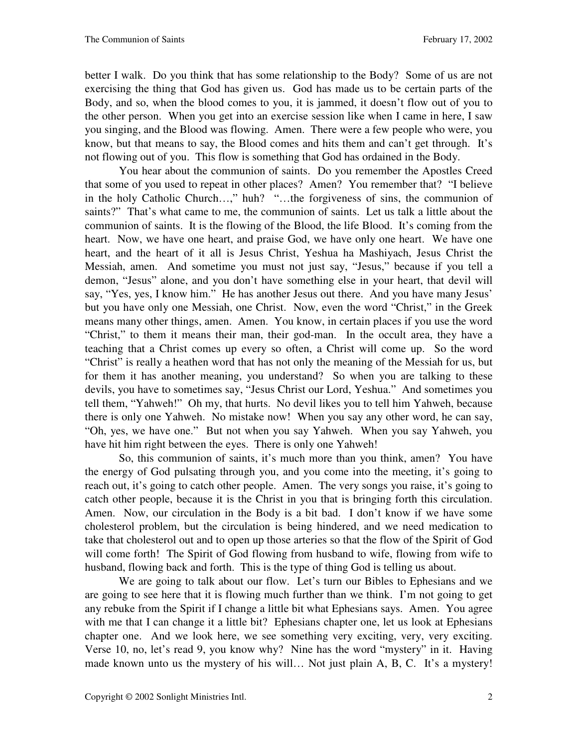better I walk. Do you think that has some relationship to the Body? Some of us are not exercising the thing that God has given us. God has made us to be certain parts of the Body, and so, when the blood comes to you, it is jammed, it doesn't flow out of you to the other person. When you get into an exercise session like when I came in here, I saw you singing, and the Blood was flowing. Amen. There were a few people who were, you know, but that means to say, the Blood comes and hits them and can't get through. It's not flowing out of you. This flow is something that God has ordained in the Body.

You hear about the communion of saints. Do you remember the Apostles Creed that some of you used to repeat in other places? Amen? You remember that? "I believe in the holy Catholic Church…," huh? "…the forgiveness of sins, the communion of saints?" That's what came to me, the communion of saints. Let us talk a little about the communion of saints. It is the flowing of the Blood, the life Blood. It's coming from the heart. Now, we have one heart, and praise God, we have only one heart. We have one heart, and the heart of it all is Jesus Christ, Yeshua ha Mashiyach, Jesus Christ the Messiah, amen. And sometime you must not just say, "Jesus," because if you tell a demon, "Jesus" alone, and you don't have something else in your heart, that devil will say, "Yes, yes, I know him." He has another Jesus out there. And you have many Jesus' but you have only one Messiah, one Christ. Now, even the word "Christ," in the Greek means many other things, amen. Amen. You know, in certain places if you use the word "Christ," to them it means their man, their god-man. In the occult area, they have a teaching that a Christ comes up every so often, a Christ will come up. So the word "Christ" is really a heathen word that has not only the meaning of the Messiah for us, but for them it has another meaning, you understand? So when you are talking to these devils, you have to sometimes say, "Jesus Christ our Lord, Yeshua." And sometimes you tell them, "Yahweh!" Oh my, that hurts. No devil likes you to tell him Yahweh, because there is only one Yahweh. No mistake now! When you say any other word, he can say, "Oh, yes, we have one." But not when you say Yahweh. When you say Yahweh, you have hit him right between the eyes. There is only one Yahweh!

So, this communion of saints, it's much more than you think, amen? You have the energy of God pulsating through you, and you come into the meeting, it's going to reach out, it's going to catch other people. Amen. The very songs you raise, it's going to catch other people, because it is the Christ in you that is bringing forth this circulation. Amen. Now, our circulation in the Body is a bit bad. I don't know if we have some cholesterol problem, but the circulation is being hindered, and we need medication to take that cholesterol out and to open up those arteries so that the flow of the Spirit of God will come forth! The Spirit of God flowing from husband to wife, flowing from wife to husband, flowing back and forth. This is the type of thing God is telling us about.

We are going to talk about our flow. Let's turn our Bibles to Ephesians and we are going to see here that it is flowing much further than we think. I'm not going to get any rebuke from the Spirit if I change a little bit what Ephesians says. Amen. You agree with me that I can change it a little bit? Ephesians chapter one, let us look at Ephesians chapter one. And we look here, we see something very exciting, very, very exciting. Verse 10, no, let's read 9, you know why? Nine has the word "mystery" in it. Having made known unto us the mystery of his will… Not just plain A, B, C. It's a mystery!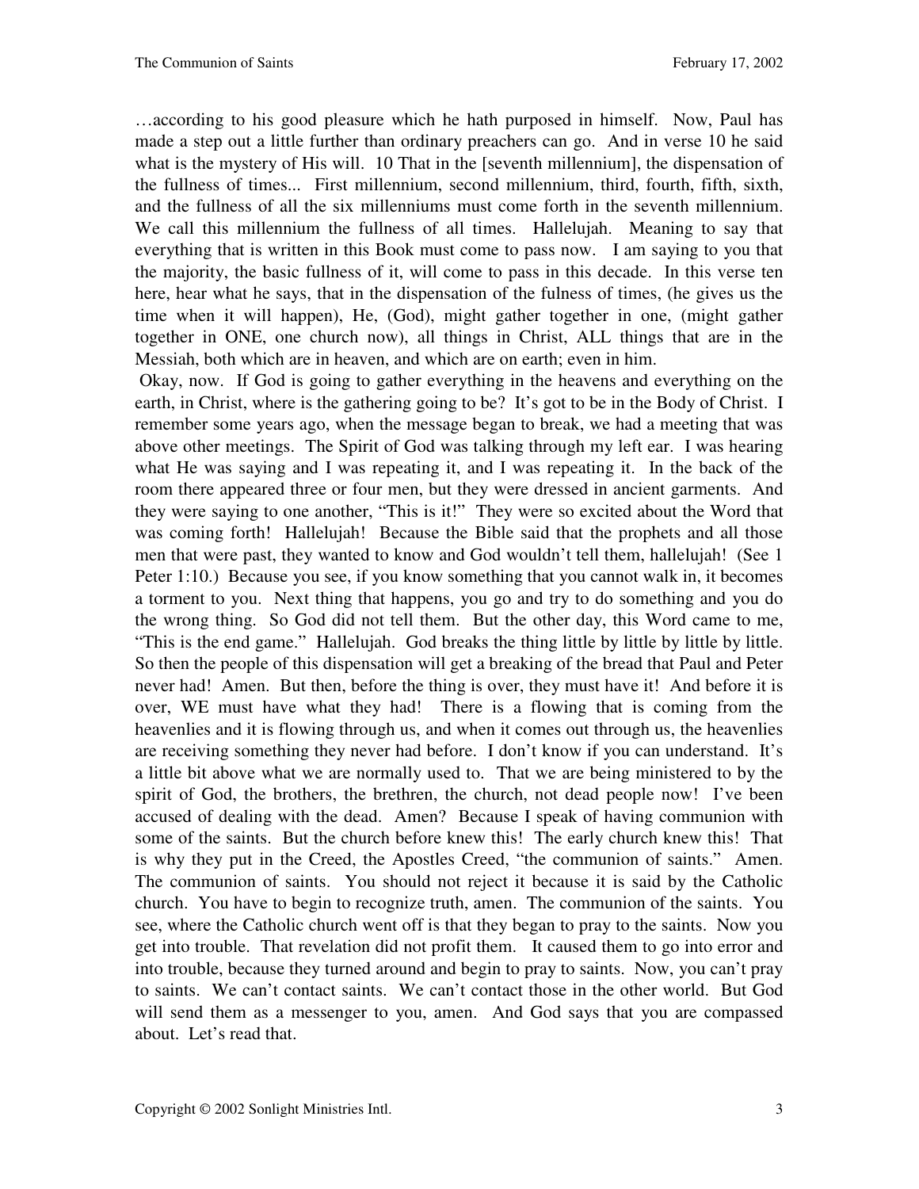…according to his good pleasure which he hath purposed in himself. Now, Paul has made a step out a little further than ordinary preachers can go. And in verse 10 he said what is the mystery of His will. 10 That in the [seventh millennium], the dispensation of the fullness of times... First millennium, second millennium, third, fourth, fifth, sixth, and the fullness of all the six millenniums must come forth in the seventh millennium. We call this millennium the fullness of all times. Hallelujah. Meaning to say that everything that is written in this Book must come to pass now. I am saying to you that the majority, the basic fullness of it, will come to pass in this decade. In this verse ten here, hear what he says, that in the dispensation of the fulness of times, (he gives us the time when it will happen), He, (God), might gather together in one, (might gather together in ONE, one church now), all things in Christ, ALL things that are in the Messiah, both which are in heaven, and which are on earth; even in him.

Okay, now. If God is going to gather everything in the heavens and everything on the earth, in Christ, where is the gathering going to be? It's got to be in the Body of Christ. I remember some years ago, when the message began to break, we had a meeting that was above other meetings. The Spirit of God was talking through my left ear. I was hearing what He was saying and I was repeating it, and I was repeating it. In the back of the room there appeared three or four men, but they were dressed in ancient garments. And they were saying to one another, "This is it!" They were so excited about the Word that was coming forth! Hallelujah! Because the Bible said that the prophets and all those men that were past, they wanted to know and God wouldn't tell them, hallelujah! (See 1 Peter 1:10.) Because you see, if you know something that you cannot walk in, it becomes a torment to you. Next thing that happens, you go and try to do something and you do the wrong thing. So God did not tell them. But the other day, this Word came to me, "This is the end game." Hallelujah. God breaks the thing little by little by little by little. So then the people of this dispensation will get a breaking of the bread that Paul and Peter never had! Amen. But then, before the thing is over, they must have it! And before it is over, WE must have what they had! There is a flowing that is coming from the heavenlies and it is flowing through us, and when it comes out through us, the heavenlies are receiving something they never had before. I don't know if you can understand. It's a little bit above what we are normally used to. That we are being ministered to by the spirit of God, the brothers, the brethren, the church, not dead people now! I've been accused of dealing with the dead. Amen? Because I speak of having communion with some of the saints. But the church before knew this! The early church knew this! That is why they put in the Creed, the Apostles Creed, "the communion of saints." Amen. The communion of saints. You should not reject it because it is said by the Catholic church. You have to begin to recognize truth, amen. The communion of the saints. You see, where the Catholic church went off is that they began to pray to the saints. Now you get into trouble. That revelation did not profit them. It caused them to go into error and into trouble, because they turned around and begin to pray to saints. Now, you can't pray to saints. We can't contact saints. We can't contact those in the other world. But God will send them as a messenger to you, amen. And God says that you are compassed about. Let's read that.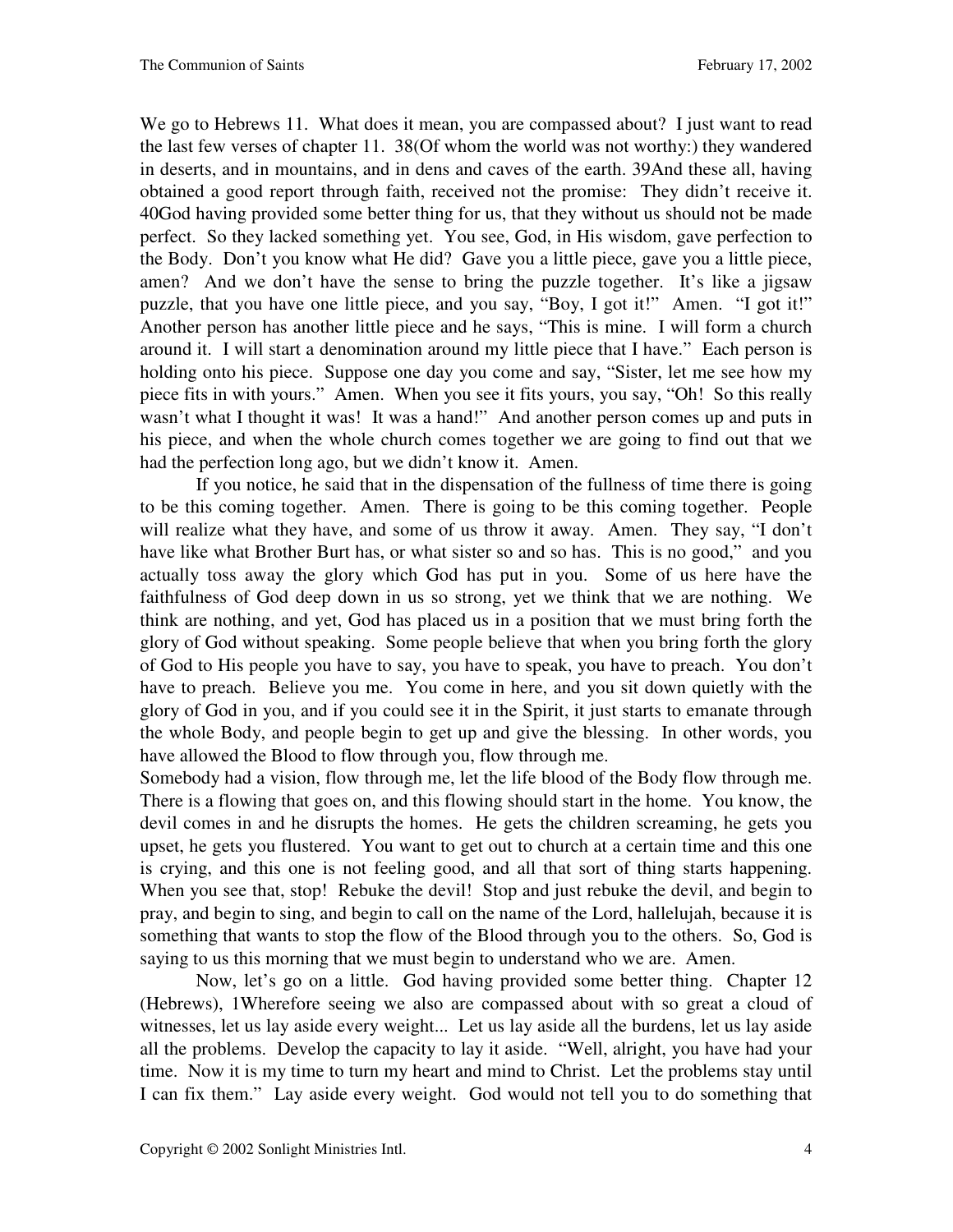We go to Hebrews 11. What does it mean, you are compassed about? I just want to read the last few verses of chapter 11. 38(Of whom the world was not worthy:) they wandered in deserts, and in mountains, and in dens and caves of the earth. 39And these all, having obtained a good report through faith, received not the promise: They didn't receive it. 40God having provided some better thing for us, that they without us should not be made perfect. So they lacked something yet. You see, God, in His wisdom, gave perfection to the Body. Don't you know what He did? Gave you a little piece, gave you a little piece, amen? And we don't have the sense to bring the puzzle together. It's like a jigsaw puzzle, that you have one little piece, and you say, "Boy, I got it!" Amen. "I got it!" Another person has another little piece and he says, "This is mine. I will form a church around it. I will start a denomination around my little piece that I have." Each person is holding onto his piece. Suppose one day you come and say, "Sister, let me see how my piece fits in with yours." Amen. When you see it fits yours, you say, "Oh! So this really wasn't what I thought it was! It was a hand!" And another person comes up and puts in his piece, and when the whole church comes together we are going to find out that we had the perfection long ago, but we didn't know it. Amen.

If you notice, he said that in the dispensation of the fullness of time there is going to be this coming together. Amen. There is going to be this coming together. People will realize what they have, and some of us throw it away. Amen. They say, "I don't have like what Brother Burt has, or what sister so and so has. This is no good," and you actually toss away the glory which God has put in you. Some of us here have the faithfulness of God deep down in us so strong, yet we think that we are nothing. We think are nothing, and yet, God has placed us in a position that we must bring forth the glory of God without speaking. Some people believe that when you bring forth the glory of God to His people you have to say, you have to speak, you have to preach. You don't have to preach. Believe you me. You come in here, and you sit down quietly with the glory of God in you, and if you could see it in the Spirit, it just starts to emanate through the whole Body, and people begin to get up and give the blessing. In other words, you have allowed the Blood to flow through you, flow through me.

Somebody had a vision, flow through me, let the life blood of the Body flow through me. There is a flowing that goes on, and this flowing should start in the home. You know, the devil comes in and he disrupts the homes. He gets the children screaming, he gets you upset, he gets you flustered. You want to get out to church at a certain time and this one is crying, and this one is not feeling good, and all that sort of thing starts happening. When you see that, stop! Rebuke the devil! Stop and just rebuke the devil, and begin to pray, and begin to sing, and begin to call on the name of the Lord, hallelujah, because it is something that wants to stop the flow of the Blood through you to the others. So, God is saying to us this morning that we must begin to understand who we are. Amen.

Now, let's go on a little. God having provided some better thing. Chapter 12 (Hebrews), 1Wherefore seeing we also are compassed about with so great a cloud of witnesses, let us lay aside every weight... Let us lay aside all the burdens, let us lay aside all the problems. Develop the capacity to lay it aside. "Well, alright, you have had your time. Now it is my time to turn my heart and mind to Christ. Let the problems stay until I can fix them." Lay aside every weight. God would not tell you to do something that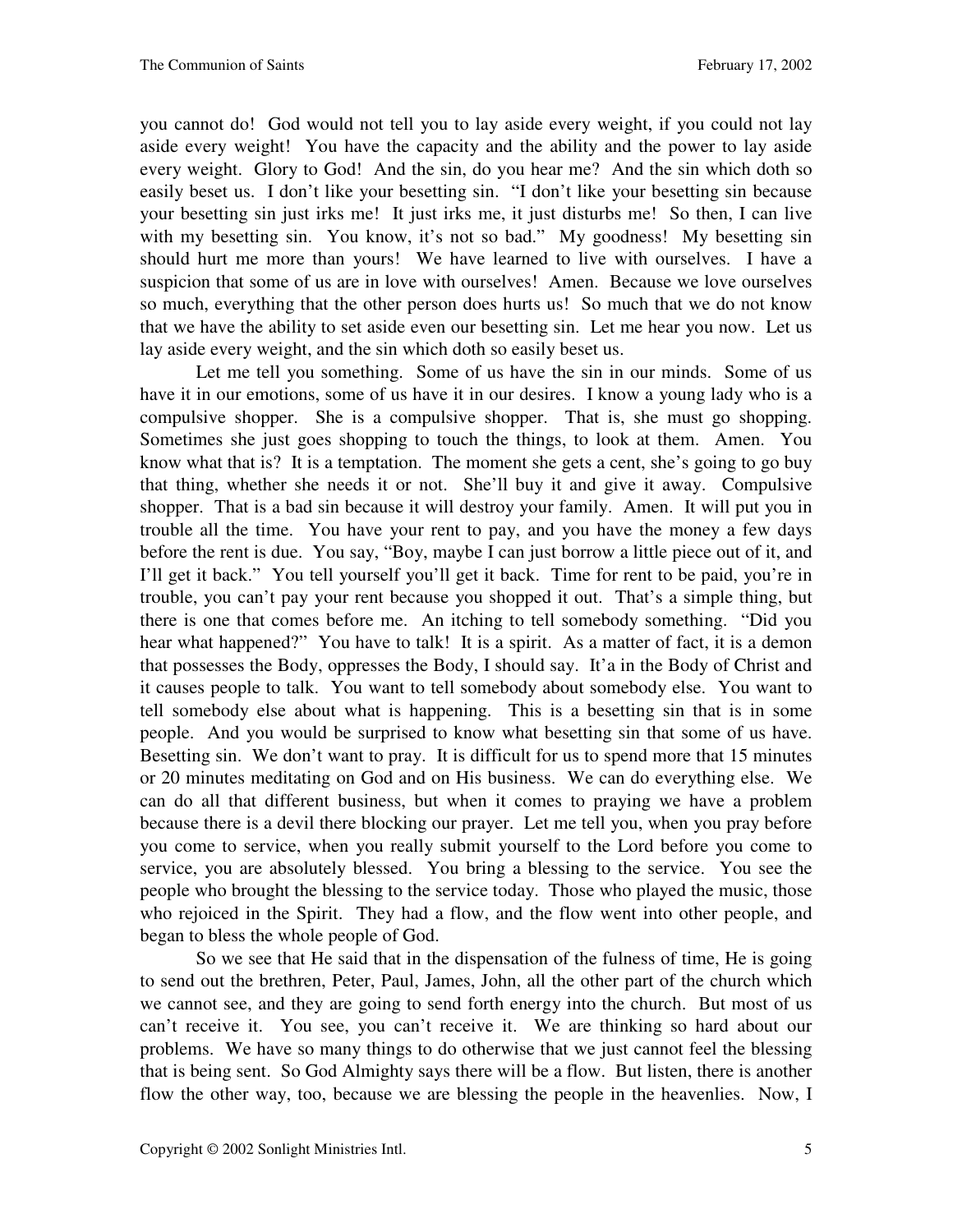you cannot do! God would not tell you to lay aside every weight, if you could not lay aside every weight! You have the capacity and the ability and the power to lay aside every weight. Glory to God! And the sin, do you hear me? And the sin which doth so easily beset us. I don't like your besetting sin. "I don't like your besetting sin because your besetting sin just irks me! It just irks me, it just disturbs me! So then, I can live with my besetting sin. You know, it's not so bad." My goodness! My besetting sin should hurt me more than yours! We have learned to live with ourselves. I have a suspicion that some of us are in love with ourselves! Amen. Because we love ourselves so much, everything that the other person does hurts us! So much that we do not know that we have the ability to set aside even our besetting sin. Let me hear you now. Let us lay aside every weight, and the sin which doth so easily beset us.

Let me tell you something. Some of us have the sin in our minds. Some of us have it in our emotions, some of us have it in our desires. I know a young lady who is a compulsive shopper. She is a compulsive shopper. That is, she must go shopping. Sometimes she just goes shopping to touch the things, to look at them. Amen. You know what that is? It is a temptation. The moment she gets a cent, she's going to go buy that thing, whether she needs it or not. She'll buy it and give it away. Compulsive shopper. That is a bad sin because it will destroy your family. Amen. It will put you in trouble all the time. You have your rent to pay, and you have the money a few days before the rent is due. You say, "Boy, maybe I can just borrow a little piece out of it, and I'll get it back." You tell yourself you'll get it back. Time for rent to be paid, you're in trouble, you can't pay your rent because you shopped it out. That's a simple thing, but there is one that comes before me. An itching to tell somebody something. "Did you hear what happened?" You have to talk! It is a spirit. As a matter of fact, it is a demon that possesses the Body, oppresses the Body, I should say. It'a in the Body of Christ and it causes people to talk. You want to tell somebody about somebody else. You want to tell somebody else about what is happening. This is a besetting sin that is in some people. And you would be surprised to know what besetting sin that some of us have. Besetting sin. We don't want to pray. It is difficult for us to spend more that 15 minutes or 20 minutes meditating on God and on His business. We can do everything else. We can do all that different business, but when it comes to praying we have a problem because there is a devil there blocking our prayer. Let me tell you, when you pray before you come to service, when you really submit yourself to the Lord before you come to service, you are absolutely blessed. You bring a blessing to the service. You see the people who brought the blessing to the service today. Those who played the music, those who rejoiced in the Spirit. They had a flow, and the flow went into other people, and began to bless the whole people of God.

So we see that He said that in the dispensation of the fulness of time, He is going to send out the brethren, Peter, Paul, James, John, all the other part of the church which we cannot see, and they are going to send forth energy into the church. But most of us can't receive it. You see, you can't receive it. We are thinking so hard about our problems. We have so many things to do otherwise that we just cannot feel the blessing that is being sent. So God Almighty says there will be a flow. But listen, there is another flow the other way, too, because we are blessing the people in the heavenlies. Now, I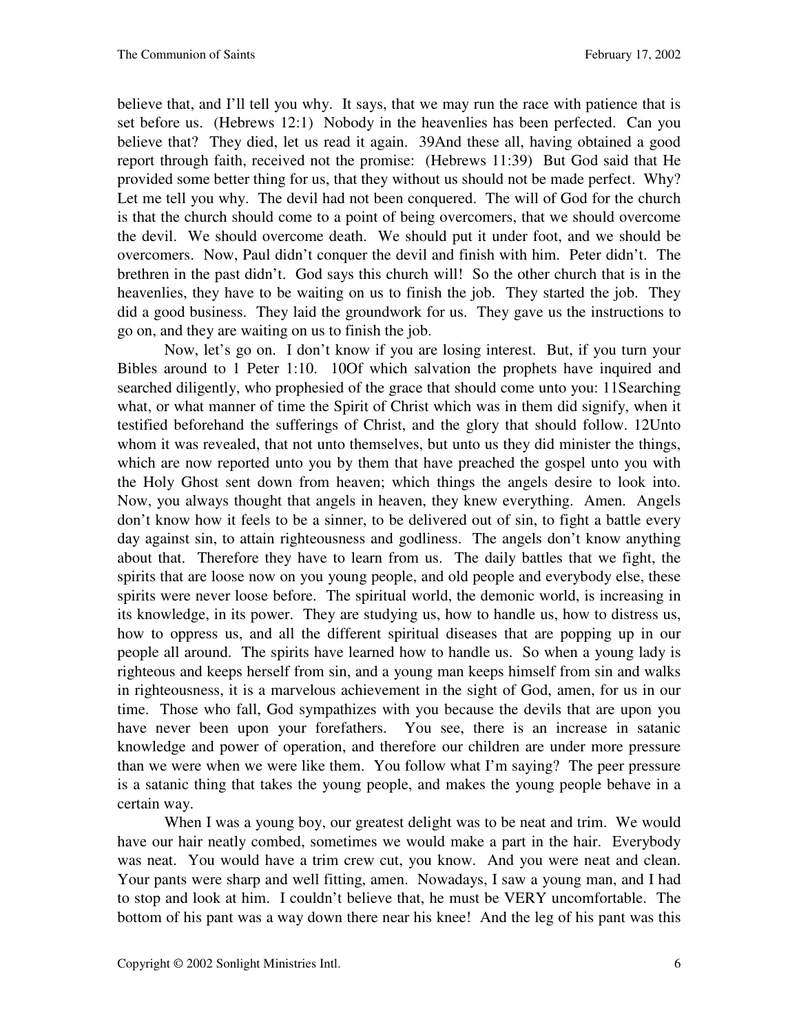believe that, and I'll tell you why. It says, that we may run the race with patience that is set before us. (Hebrews 12:1) Nobody in the heavenlies has been perfected. Can you believe that? They died, let us read it again. 39And these all, having obtained a good report through faith, received not the promise: (Hebrews 11:39) But God said that He provided some better thing for us, that they without us should not be made perfect. Why? Let me tell you why. The devil had not been conquered. The will of God for the church is that the church should come to a point of being overcomers, that we should overcome the devil. We should overcome death. We should put it under foot, and we should be overcomers. Now, Paul didn't conquer the devil and finish with him. Peter didn't. The brethren in the past didn't. God says this church will! So the other church that is in the heavenlies, they have to be waiting on us to finish the job. They started the job. They did a good business. They laid the groundwork for us. They gave us the instructions to go on, and they are waiting on us to finish the job.

Now, let's go on. I don't know if you are losing interest. But, if you turn your Bibles around to 1 Peter 1:10. 10Of which salvation the prophets have inquired and searched diligently, who prophesied of the grace that should come unto you: 11Searching what, or what manner of time the Spirit of Christ which was in them did signify, when it testified beforehand the sufferings of Christ, and the glory that should follow. 12Unto whom it was revealed, that not unto themselves, but unto us they did minister the things, which are now reported unto you by them that have preached the gospel unto you with the Holy Ghost sent down from heaven; which things the angels desire to look into. Now, you always thought that angels in heaven, they knew everything. Amen. Angels don't know how it feels to be a sinner, to be delivered out of sin, to fight a battle every day against sin, to attain righteousness and godliness. The angels don't know anything about that. Therefore they have to learn from us. The daily battles that we fight, the spirits that are loose now on you young people, and old people and everybody else, these spirits were never loose before. The spiritual world, the demonic world, is increasing in its knowledge, in its power. They are studying us, how to handle us, how to distress us, how to oppress us, and all the different spiritual diseases that are popping up in our people all around. The spirits have learned how to handle us. So when a young lady is righteous and keeps herself from sin, and a young man keeps himself from sin and walks in righteousness, it is a marvelous achievement in the sight of God, amen, for us in our time. Those who fall, God sympathizes with you because the devils that are upon you have never been upon your forefathers. You see, there is an increase in satanic knowledge and power of operation, and therefore our children are under more pressure than we were when we were like them. You follow what I'm saying? The peer pressure is a satanic thing that takes the young people, and makes the young people behave in a certain way.

When I was a young boy, our greatest delight was to be neat and trim. We would have our hair neatly combed, sometimes we would make a part in the hair. Everybody was neat. You would have a trim crew cut, you know. And you were neat and clean. Your pants were sharp and well fitting, amen. Nowadays, I saw a young man, and I had to stop and look at him. I couldn't believe that, he must be VERY uncomfortable. The bottom of his pant was a way down there near his knee! And the leg of his pant was this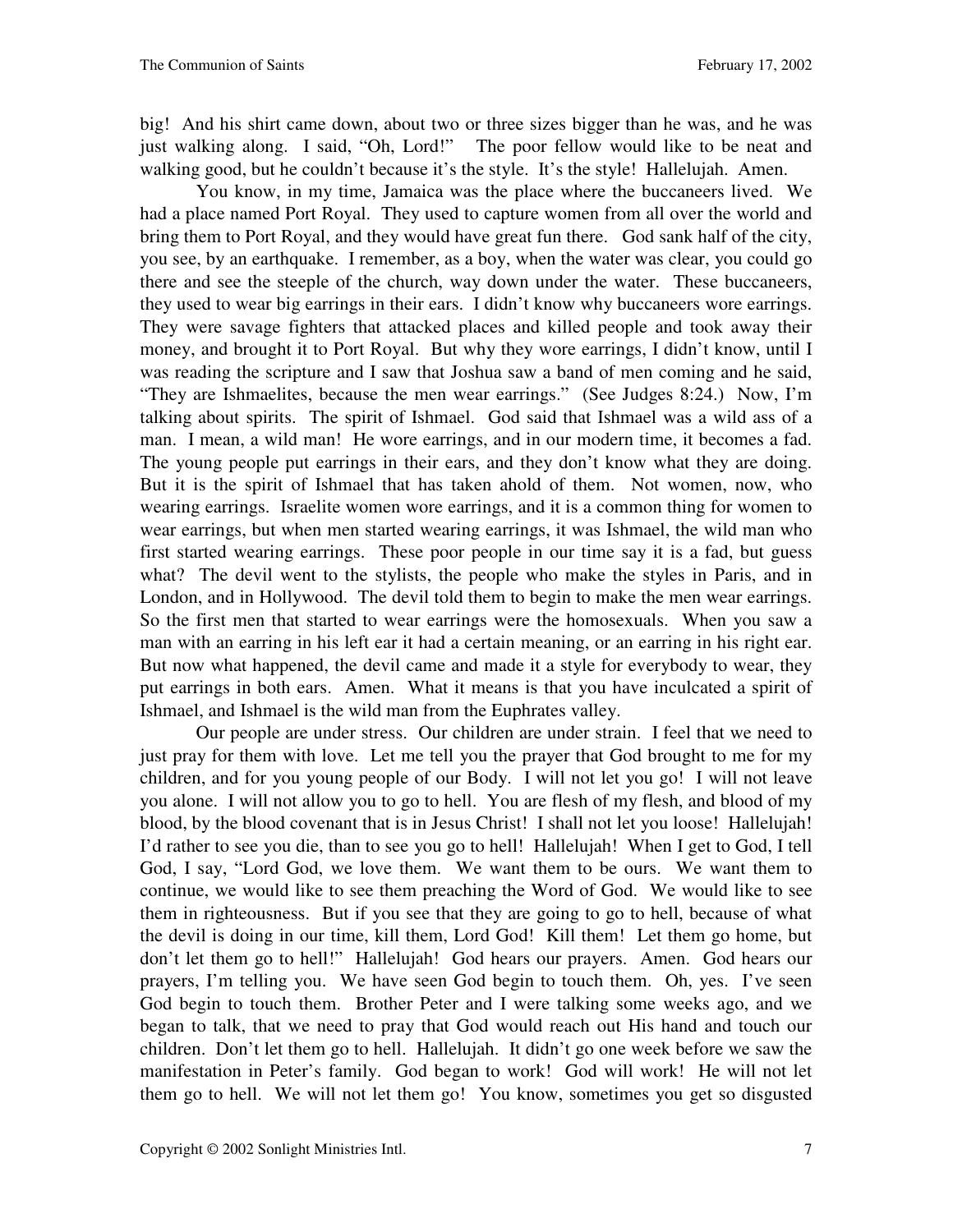big! And his shirt came down, about two or three sizes bigger than he was, and he was just walking along. I said, "Oh, Lord!" The poor fellow would like to be neat and walking good, but he couldn't because it's the style. It's the style! Hallelujah. Amen.

You know, in my time, Jamaica was the place where the buccaneers lived. We had a place named Port Royal. They used to capture women from all over the world and bring them to Port Royal, and they would have great fun there. God sank half of the city, you see, by an earthquake. I remember, as a boy, when the water was clear, you could go there and see the steeple of the church, way down under the water. These buccaneers, they used to wear big earrings in their ears. I didn't know why buccaneers wore earrings. They were savage fighters that attacked places and killed people and took away their money, and brought it to Port Royal. But why they wore earrings, I didn't know, until I was reading the scripture and I saw that Joshua saw a band of men coming and he said, "They are Ishmaelites, because the men wear earrings." (See Judges 8:24.) Now, I'm talking about spirits. The spirit of Ishmael. God said that Ishmael was a wild ass of a man. I mean, a wild man! He wore earrings, and in our modern time, it becomes a fad. The young people put earrings in their ears, and they don't know what they are doing. But it is the spirit of Ishmael that has taken ahold of them. Not women, now, who wearing earrings. Israelite women wore earrings, and it is a common thing for women to wear earrings, but when men started wearing earrings, it was Ishmael, the wild man who first started wearing earrings. These poor people in our time say it is a fad, but guess what? The devil went to the stylists, the people who make the styles in Paris, and in London, and in Hollywood. The devil told them to begin to make the men wear earrings. So the first men that started to wear earrings were the homosexuals. When you saw a man with an earring in his left ear it had a certain meaning, or an earring in his right ear. But now what happened, the devil came and made it a style for everybody to wear, they put earrings in both ears. Amen. What it means is that you have inculcated a spirit of Ishmael, and Ishmael is the wild man from the Euphrates valley.

Our people are under stress. Our children are under strain. I feel that we need to just pray for them with love. Let me tell you the prayer that God brought to me for my children, and for you young people of our Body. I will not let you go! I will not leave you alone. I will not allow you to go to hell. You are flesh of my flesh, and blood of my blood, by the blood covenant that is in Jesus Christ! I shall not let you loose! Hallelujah! I'd rather to see you die, than to see you go to hell! Hallelujah! When I get to God, I tell God, I say, "Lord God, we love them. We want them to be ours. We want them to continue, we would like to see them preaching the Word of God. We would like to see them in righteousness. But if you see that they are going to go to hell, because of what the devil is doing in our time, kill them, Lord God! Kill them! Let them go home, but don't let them go to hell!" Hallelujah! God hears our prayers. Amen. God hears our prayers, I'm telling you. We have seen God begin to touch them. Oh, yes. I've seen God begin to touch them. Brother Peter and I were talking some weeks ago, and we began to talk, that we need to pray that God would reach out His hand and touch our children. Don't let them go to hell. Hallelujah. It didn't go one week before we saw the manifestation in Peter's family. God began to work! God will work! He will not let them go to hell. We will not let them go! You know, sometimes you get so disgusted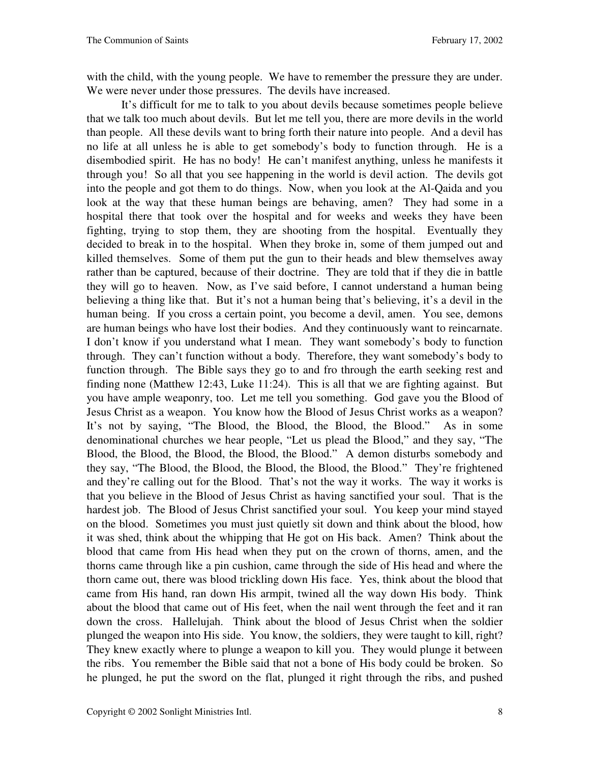with the child, with the young people. We have to remember the pressure they are under. We were never under those pressures. The devils have increased.

It's difficult for me to talk to you about devils because sometimes people believe that we talk too much about devils. But let me tell you, there are more devils in the world than people. All these devils want to bring forth their nature into people. And a devil has no life at all unless he is able to get somebody's body to function through. He is a disembodied spirit. He has no body! He can't manifest anything, unless he manifests it through you! So all that you see happening in the world is devil action. The devils got into the people and got them to do things. Now, when you look at the Al-Qaida and you look at the way that these human beings are behaving, amen? They had some in a hospital there that took over the hospital and for weeks and weeks they have been fighting, trying to stop them, they are shooting from the hospital. Eventually they decided to break in to the hospital. When they broke in, some of them jumped out and killed themselves. Some of them put the gun to their heads and blew themselves away rather than be captured, because of their doctrine. They are told that if they die in battle they will go to heaven. Now, as I've said before, I cannot understand a human being believing a thing like that. But it's not a human being that's believing, it's a devil in the human being. If you cross a certain point, you become a devil, amen. You see, demons are human beings who have lost their bodies. And they continuously want to reincarnate. I don't know if you understand what I mean. They want somebody's body to function through. They can't function without a body. Therefore, they want somebody's body to function through. The Bible says they go to and fro through the earth seeking rest and finding none (Matthew 12:43, Luke 11:24). This is all that we are fighting against. But you have ample weaponry, too. Let me tell you something. God gave you the Blood of Jesus Christ as a weapon. You know how the Blood of Jesus Christ works as a weapon? It's not by saying, "The Blood, the Blood, the Blood, the Blood." As in some denominational churches we hear people, "Let us plead the Blood," and they say, "The Blood, the Blood, the Blood, the Blood, the Blood." A demon disturbs somebody and they say, "The Blood, the Blood, the Blood, the Blood, the Blood." They're frightened and they're calling out for the Blood. That's not the way it works. The way it works is that you believe in the Blood of Jesus Christ as having sanctified your soul. That is the hardest job. The Blood of Jesus Christ sanctified your soul. You keep your mind stayed on the blood. Sometimes you must just quietly sit down and think about the blood, how it was shed, think about the whipping that He got on His back. Amen? Think about the blood that came from His head when they put on the crown of thorns, amen, and the thorns came through like a pin cushion, came through the side of His head and where the thorn came out, there was blood trickling down His face. Yes, think about the blood that came from His hand, ran down His armpit, twined all the way down His body. Think about the blood that came out of His feet, when the nail went through the feet and it ran down the cross. Hallelujah. Think about the blood of Jesus Christ when the soldier plunged the weapon into His side. You know, the soldiers, they were taught to kill, right? They knew exactly where to plunge a weapon to kill you. They would plunge it between the ribs. You remember the Bible said that not a bone of His body could be broken. So he plunged, he put the sword on the flat, plunged it right through the ribs, and pushed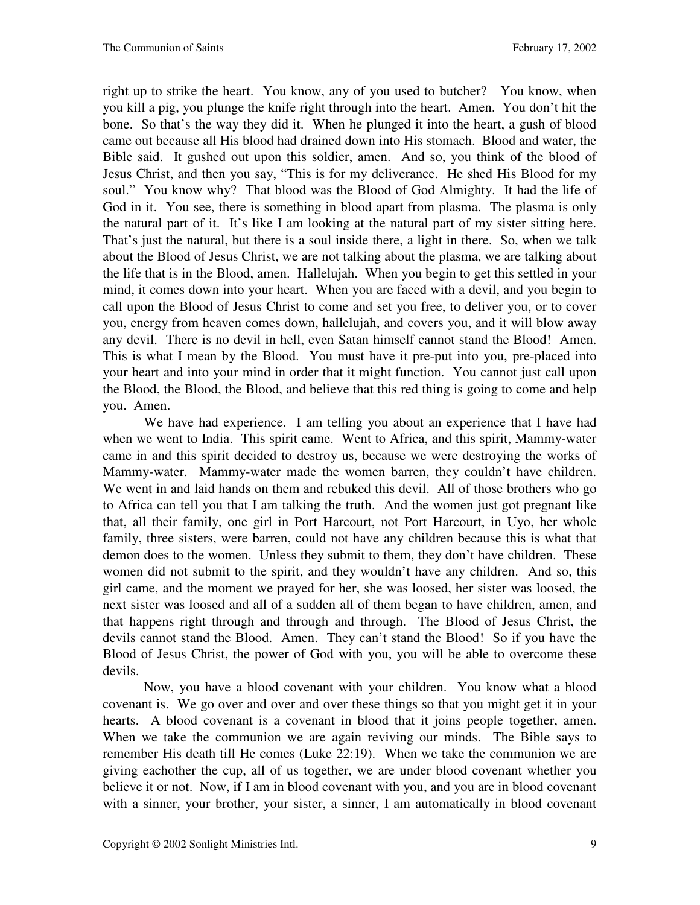right up to strike the heart. You know, any of you used to butcher? You know, when you kill a pig, you plunge the knife right through into the heart. Amen. You don't hit the bone. So that's the way they did it. When he plunged it into the heart, a gush of blood came out because all His blood had drained down into His stomach. Blood and water, the Bible said. It gushed out upon this soldier, amen. And so, you think of the blood of Jesus Christ, and then you say, "This is for my deliverance. He shed His Blood for my soul." You know why? That blood was the Blood of God Almighty. It had the life of God in it. You see, there is something in blood apart from plasma. The plasma is only the natural part of it. It's like I am looking at the natural part of my sister sitting here. That's just the natural, but there is a soul inside there, a light in there. So, when we talk about the Blood of Jesus Christ, we are not talking about the plasma, we are talking about the life that is in the Blood, amen. Hallelujah. When you begin to get this settled in your mind, it comes down into your heart. When you are faced with a devil, and you begin to call upon the Blood of Jesus Christ to come and set you free, to deliver you, or to cover you, energy from heaven comes down, hallelujah, and covers you, and it will blow away any devil. There is no devil in hell, even Satan himself cannot stand the Blood! Amen. This is what I mean by the Blood. You must have it pre-put into you, pre-placed into your heart and into your mind in order that it might function. You cannot just call upon the Blood, the Blood, the Blood, and believe that this red thing is going to come and help you. Amen.

We have had experience. I am telling you about an experience that I have had when we went to India. This spirit came. Went to Africa, and this spirit, Mammy-water came in and this spirit decided to destroy us, because we were destroying the works of Mammy-water. Mammy-water made the women barren, they couldn't have children. We went in and laid hands on them and rebuked this devil. All of those brothers who go to Africa can tell you that I am talking the truth. And the women just got pregnant like that, all their family, one girl in Port Harcourt, not Port Harcourt, in Uyo, her whole family, three sisters, were barren, could not have any children because this is what that demon does to the women. Unless they submit to them, they don't have children. These women did not submit to the spirit, and they wouldn't have any children. And so, this girl came, and the moment we prayed for her, she was loosed, her sister was loosed, the next sister was loosed and all of a sudden all of them began to have children, amen, and that happens right through and through and through. The Blood of Jesus Christ, the devils cannot stand the Blood. Amen. They can't stand the Blood! So if you have the Blood of Jesus Christ, the power of God with you, you will be able to overcome these devils.

Now, you have a blood covenant with your children. You know what a blood covenant is. We go over and over and over these things so that you might get it in your hearts. A blood covenant is a covenant in blood that it joins people together, amen. When we take the communion we are again reviving our minds. The Bible says to remember His death till He comes (Luke 22:19). When we take the communion we are giving eachother the cup, all of us together, we are under blood covenant whether you believe it or not. Now, if I am in blood covenant with you, and you are in blood covenant with a sinner, your brother, your sister, a sinner, I am automatically in blood covenant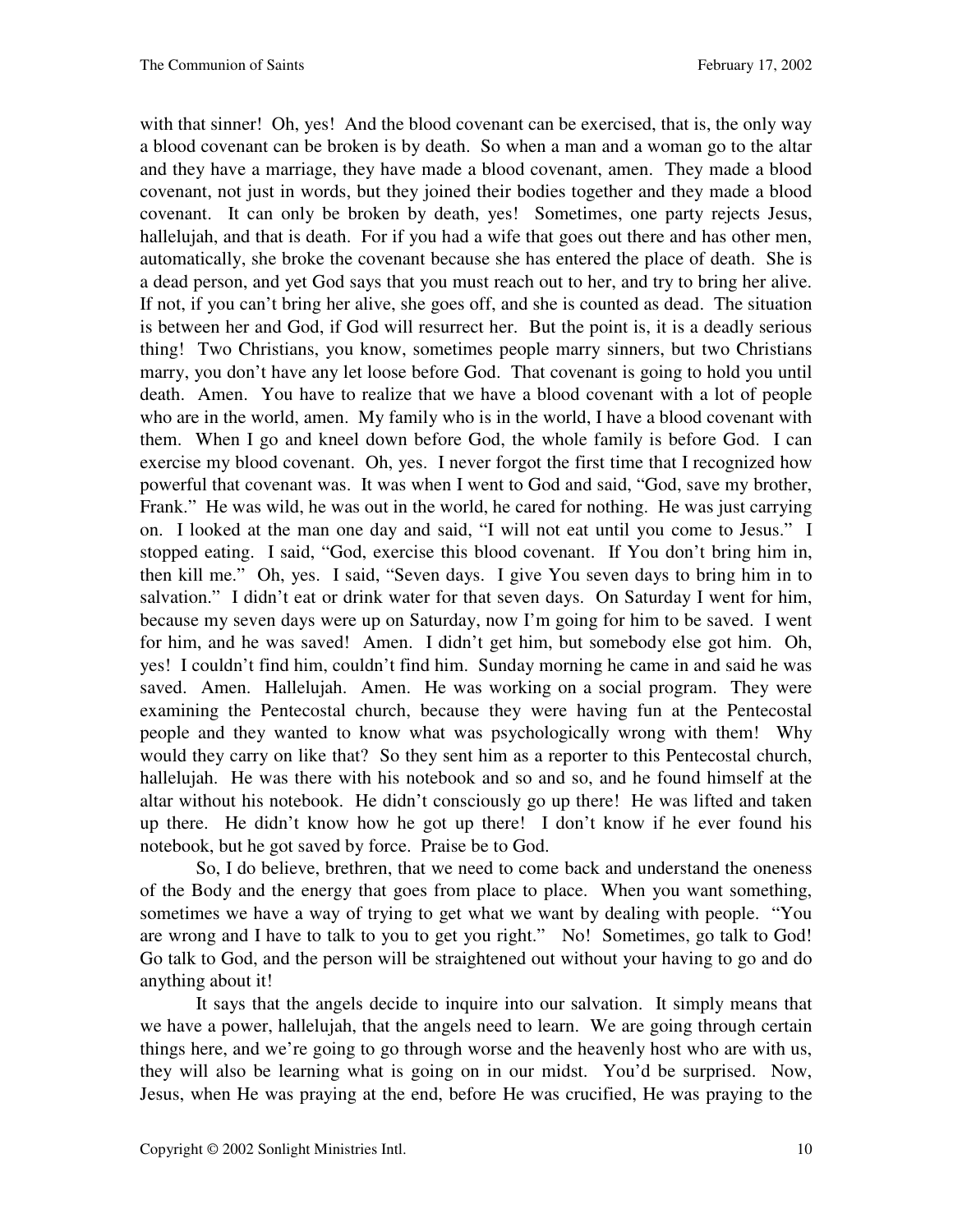with that sinner! Oh, yes! And the blood covenant can be exercised, that is, the only way a blood covenant can be broken is by death. So when a man and a woman go to the altar and they have a marriage, they have made a blood covenant, amen. They made a blood covenant, not just in words, but they joined their bodies together and they made a blood covenant. It can only be broken by death, yes! Sometimes, one party rejects Jesus, hallelujah, and that is death. For if you had a wife that goes out there and has other men, automatically, she broke the covenant because she has entered the place of death. She is a dead person, and yet God says that you must reach out to her, and try to bring her alive. If not, if you can't bring her alive, she goes off, and she is counted as dead. The situation is between her and God, if God will resurrect her. But the point is, it is a deadly serious thing! Two Christians, you know, sometimes people marry sinners, but two Christians marry, you don't have any let loose before God. That covenant is going to hold you until death. Amen. You have to realize that we have a blood covenant with a lot of people who are in the world, amen. My family who is in the world, I have a blood covenant with them. When I go and kneel down before God, the whole family is before God. I can exercise my blood covenant. Oh, yes. I never forgot the first time that I recognized how powerful that covenant was. It was when I went to God and said, "God, save my brother, Frank." He was wild, he was out in the world, he cared for nothing. He was just carrying on. I looked at the man one day and said, "I will not eat until you come to Jesus." I stopped eating. I said, "God, exercise this blood covenant. If You don't bring him in, then kill me." Oh, yes. I said, "Seven days. I give You seven days to bring him in to salvation." I didn't eat or drink water for that seven days. On Saturday I went for him, because my seven days were up on Saturday, now I'm going for him to be saved. I went for him, and he was saved! Amen. I didn't get him, but somebody else got him. Oh, yes! I couldn't find him, couldn't find him. Sunday morning he came in and said he was saved. Amen. Hallelujah. Amen. He was working on a social program. They were examining the Pentecostal church, because they were having fun at the Pentecostal people and they wanted to know what was psychologically wrong with them! Why would they carry on like that? So they sent him as a reporter to this Pentecostal church, hallelujah. He was there with his notebook and so and so, and he found himself at the altar without his notebook. He didn't consciously go up there! He was lifted and taken up there. He didn't know how he got up there! I don't know if he ever found his notebook, but he got saved by force. Praise be to God.

So, I do believe, brethren, that we need to come back and understand the oneness of the Body and the energy that goes from place to place. When you want something, sometimes we have a way of trying to get what we want by dealing with people. "You are wrong and I have to talk to you to get you right." No! Sometimes, go talk to God! Go talk to God, and the person will be straightened out without your having to go and do anything about it!

It says that the angels decide to inquire into our salvation. It simply means that we have a power, hallelujah, that the angels need to learn. We are going through certain things here, and we're going to go through worse and the heavenly host who are with us, they will also be learning what is going on in our midst. You'd be surprised. Now, Jesus, when He was praying at the end, before He was crucified, He was praying to the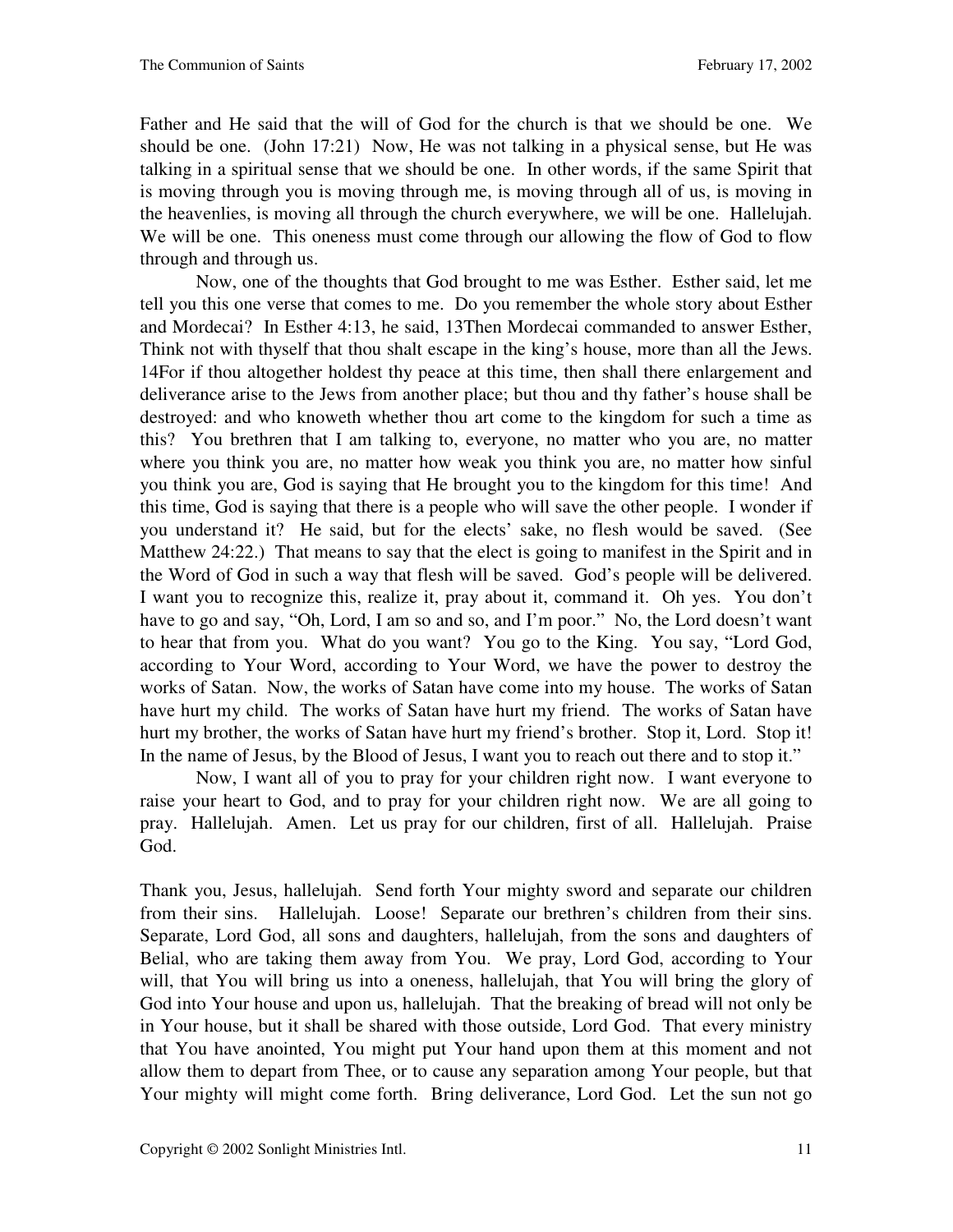Father and He said that the will of God for the church is that we should be one. We should be one. (John 17:21) Now, He was not talking in a physical sense, but He was talking in a spiritual sense that we should be one. In other words, if the same Spirit that is moving through you is moving through me, is moving through all of us, is moving in the heavenlies, is moving all through the church everywhere, we will be one. Hallelujah. We will be one. This oneness must come through our allowing the flow of God to flow through and through us.

Now, one of the thoughts that God brought to me was Esther. Esther said, let me tell you this one verse that comes to me. Do you remember the whole story about Esther and Mordecai? In Esther 4:13, he said, 13Then Mordecai commanded to answer Esther, Think not with thyself that thou shalt escape in the king's house, more than all the Jews. 14For if thou altogether holdest thy peace at this time, then shall there enlargement and deliverance arise to the Jews from another place; but thou and thy father's house shall be destroyed: and who knoweth whether thou art come to the kingdom for such a time as this? You brethren that I am talking to, everyone, no matter who you are, no matter where you think you are, no matter how weak you think you are, no matter how sinful you think you are, God is saying that He brought you to the kingdom for this time! And this time, God is saying that there is a people who will save the other people. I wonder if you understand it? He said, but for the elects' sake, no flesh would be saved. (See Matthew 24:22.) That means to say that the elect is going to manifest in the Spirit and in the Word of God in such a way that flesh will be saved. God's people will be delivered. I want you to recognize this, realize it, pray about it, command it. Oh yes. You don't have to go and say, "Oh, Lord, I am so and so, and I'm poor." No, the Lord doesn't want to hear that from you. What do you want? You go to the King. You say, "Lord God, according to Your Word, according to Your Word, we have the power to destroy the works of Satan. Now, the works of Satan have come into my house. The works of Satan have hurt my child. The works of Satan have hurt my friend. The works of Satan have hurt my brother, the works of Satan have hurt my friend's brother. Stop it, Lord. Stop it! In the name of Jesus, by the Blood of Jesus, I want you to reach out there and to stop it."

Now, I want all of you to pray for your children right now. I want everyone to raise your heart to God, and to pray for your children right now. We are all going to pray. Hallelujah. Amen. Let us pray for our children, first of all. Hallelujah. Praise God.

Thank you, Jesus, hallelujah. Send forth Your mighty sword and separate our children from their sins. Hallelujah. Loose! Separate our brethren's children from their sins. Separate, Lord God, all sons and daughters, hallelujah, from the sons and daughters of Belial, who are taking them away from You. We pray, Lord God, according to Your will, that You will bring us into a oneness, hallelujah, that You will bring the glory of God into Your house and upon us, hallelujah. That the breaking of bread will not only be in Your house, but it shall be shared with those outside, Lord God. That every ministry that You have anointed, You might put Your hand upon them at this moment and not allow them to depart from Thee, or to cause any separation among Your people, but that Your mighty will might come forth. Bring deliverance, Lord God. Let the sun not go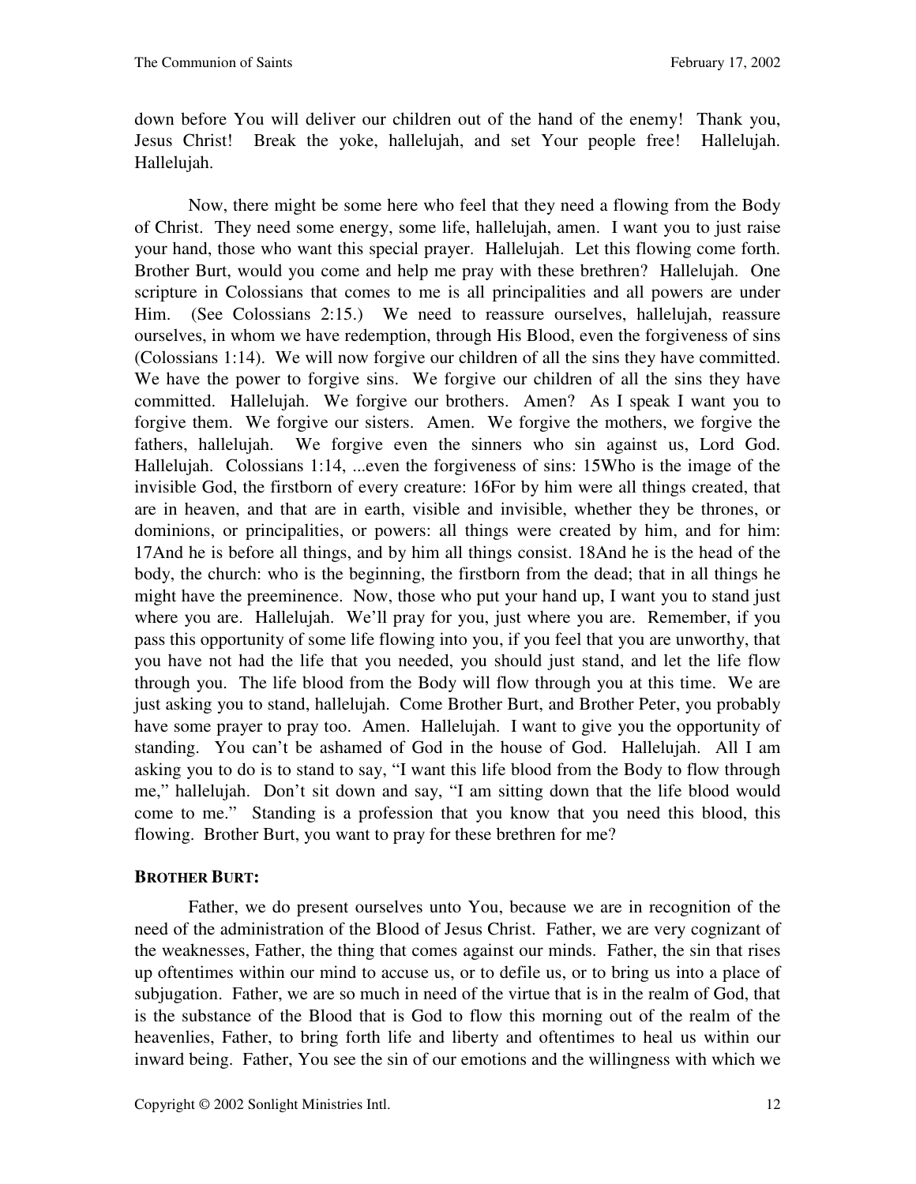down before You will deliver our children out of the hand of the enemy! Thank you, Jesus Christ! Break the yoke, hallelujah, and set Your people free! Hallelujah. Hallelujah.

Now, there might be some here who feel that they need a flowing from the Body of Christ. They need some energy, some life, hallelujah, amen. I want you to just raise your hand, those who want this special prayer. Hallelujah. Let this flowing come forth. Brother Burt, would you come and help me pray with these brethren? Hallelujah. One scripture in Colossians that comes to me is all principalities and all powers are under Him. (See Colossians 2:15.) We need to reassure ourselves, hallelujah, reassure ourselves, in whom we have redemption, through His Blood, even the forgiveness of sins (Colossians 1:14). We will now forgive our children of all the sins they have committed. We have the power to forgive sins. We forgive our children of all the sins they have committed. Hallelujah. We forgive our brothers. Amen? As I speak I want you to forgive them. We forgive our sisters. Amen. We forgive the mothers, we forgive the fathers, hallelujah. We forgive even the sinners who sin against us, Lord God. Hallelujah. Colossians 1:14, ...even the forgiveness of sins: 15Who is the image of the invisible God, the firstborn of every creature: 16For by him were all things created, that are in heaven, and that are in earth, visible and invisible, whether they be thrones, or dominions, or principalities, or powers: all things were created by him, and for him: 17And he is before all things, and by him all things consist. 18And he is the head of the body, the church: who is the beginning, the firstborn from the dead; that in all things he might have the preeminence. Now, those who put your hand up, I want you to stand just where you are. Hallelujah. We'll pray for you, just where you are. Remember, if you pass this opportunity of some life flowing into you, if you feel that you are unworthy, that you have not had the life that you needed, you should just stand, and let the life flow through you. The life blood from the Body will flow through you at this time. We are just asking you to stand, hallelujah. Come Brother Burt, and Brother Peter, you probably have some prayer to pray too. Amen. Hallelujah. I want to give you the opportunity of standing. You can't be ashamed of God in the house of God. Hallelujah. All I am asking you to do is to stand to say, "I want this life blood from the Body to flow through me," hallelujah. Don't sit down and say, "I am sitting down that the life blood would come to me." Standing is a profession that you know that you need this blood, this flowing. Brother Burt, you want to pray for these brethren for me?

**BROTHER BURT:**

Father, we do present ourselves unto You, because we are in recognition of the need of the administration of the Blood of Jesus Christ. Father, we are very cognizant of the weaknesses, Father, the thing that comes against our minds. Father, the sin that rises up oftentimes within our mind to accuse us, or to defile us, or to bring us into a place of subjugation. Father, we are so much in need of the virtue that is in the realm of God, that is the substance of the Blood that is God to flow this morning out of the realm of the heavenlies, Father, to bring forth life and liberty and oftentimes to heal us within our inward being. Father, You see the sin of our emotions and the willingness with which we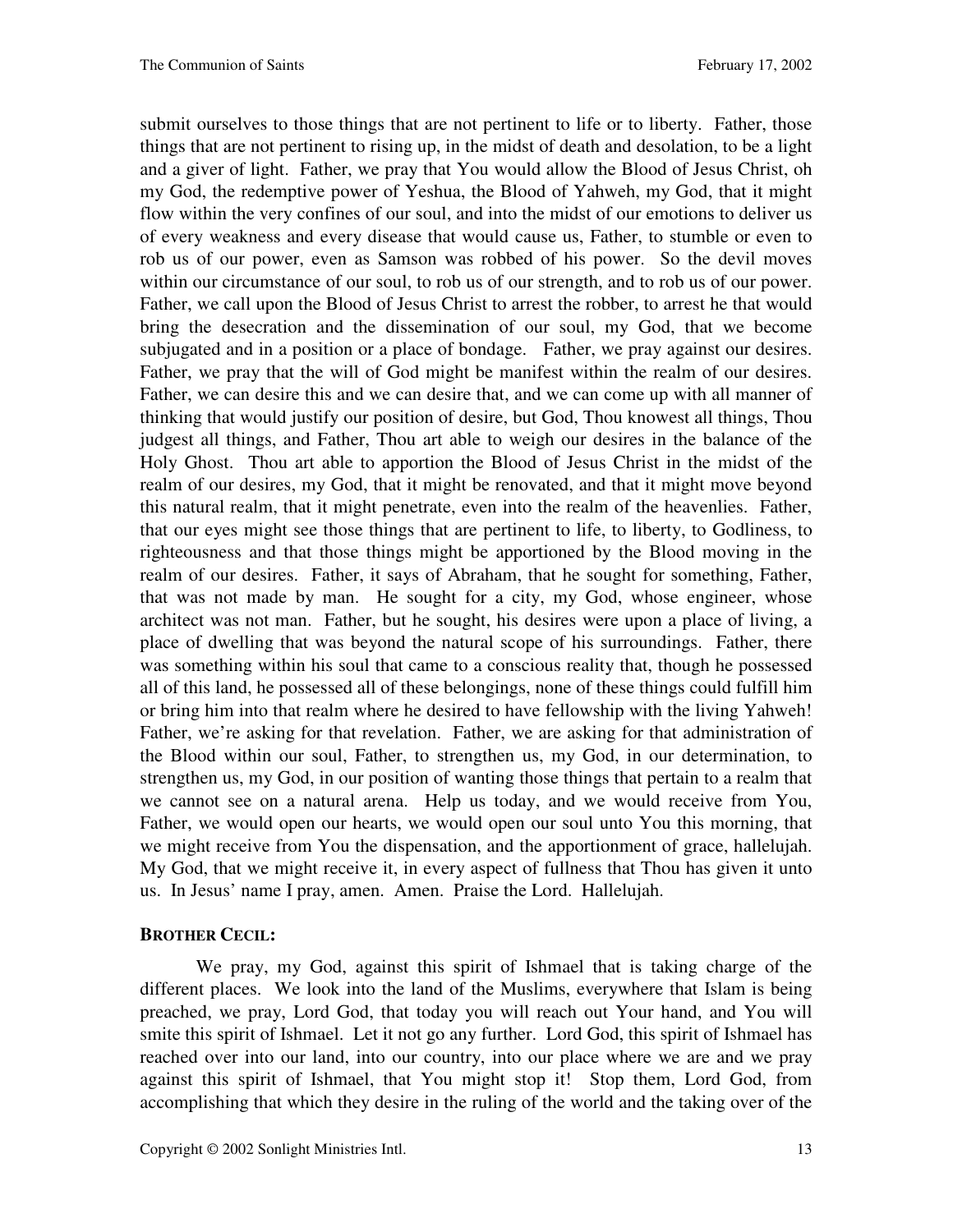submit ourselves to those things that are not pertinent to life or to liberty. Father, those things that are not pertinent to rising up, in the midst of death and desolation, to be a light and a giver of light. Father, we pray that You would allow the Blood of Jesus Christ, oh my God, the redemptive power of Yeshua, the Blood of Yahweh, my God, that it might flow within the very confines of our soul, and into the midst of our emotions to deliver us of every weakness and every disease that would cause us, Father, to stumble or even to rob us of our power, even as Samson was robbed of his power. So the devil moves within our circumstance of our soul, to rob us of our strength, and to rob us of our power. Father, we call upon the Blood of Jesus Christ to arrest the robber, to arrest he that would bring the desecration and the dissemination of our soul, my God, that we become subjugated and in a position or a place of bondage. Father, we pray against our desires. Father, we pray that the will of God might be manifest within the realm of our desires. Father, we can desire this and we can desire that, and we can come up with all manner of thinking that would justify our position of desire, but God, Thou knowest all things, Thou judgest all things, and Father, Thou art able to weigh our desires in the balance of the Holy Ghost. Thou art able to apportion the Blood of Jesus Christ in the midst of the realm of our desires, my God, that it might be renovated, and that it might move beyond this natural realm, that it might penetrate, even into the realm of the heavenlies. Father, that our eyes might see those things that are pertinent to life, to liberty, to Godliness, to righteousness and that those things might be apportioned by the Blood moving in the realm of our desires. Father, it says of Abraham, that he sought for something, Father, that was not made by man. He sought for a city, my God, whose engineer, whose architect was not man. Father, but he sought, his desires were upon a place of living, a place of dwelling that was beyond the natural scope of his surroundings. Father, there was something within his soul that came to a conscious reality that, though he possessed all of this land, he possessed all of these belongings, none of these things could fulfill him or bring him into that realm where he desired to have fellowship with the living Yahweh! Father, we're asking for that revelation. Father, we are asking for that administration of the Blood within our soul, Father, to strengthen us, my God, in our determination, to strengthen us, my God, in our position of wanting those things that pertain to a realm that we cannot see on a natural arena. Help us today, and we would receive from You, Father, we would open our hearts, we would open our soul unto You this morning, that we might receive from You the dispensation, and the apportionment of grace, hallelujah. My God, that we might receive it, in every aspect of fullness that Thou has given it unto us. In Jesus' name I pray, amen. Amen. Praise the Lord. Hallelujah.

**BROTHER CECIL:**

We pray, my God, against this spirit of Ishmael that is taking charge of the different places. We look into the land of the Muslims, everywhere that Islam is being preached, we pray, Lord God, that today you will reach out Your hand, and You will smite this spirit of Ishmael. Let it not go any further. Lord God, this spirit of Ishmael has reached over into our land, into our country, into our place where we are and we pray against this spirit of Ishmael, that You might stop it! Stop them, Lord God, from accomplishing that which they desire in the ruling of the world and the taking over of the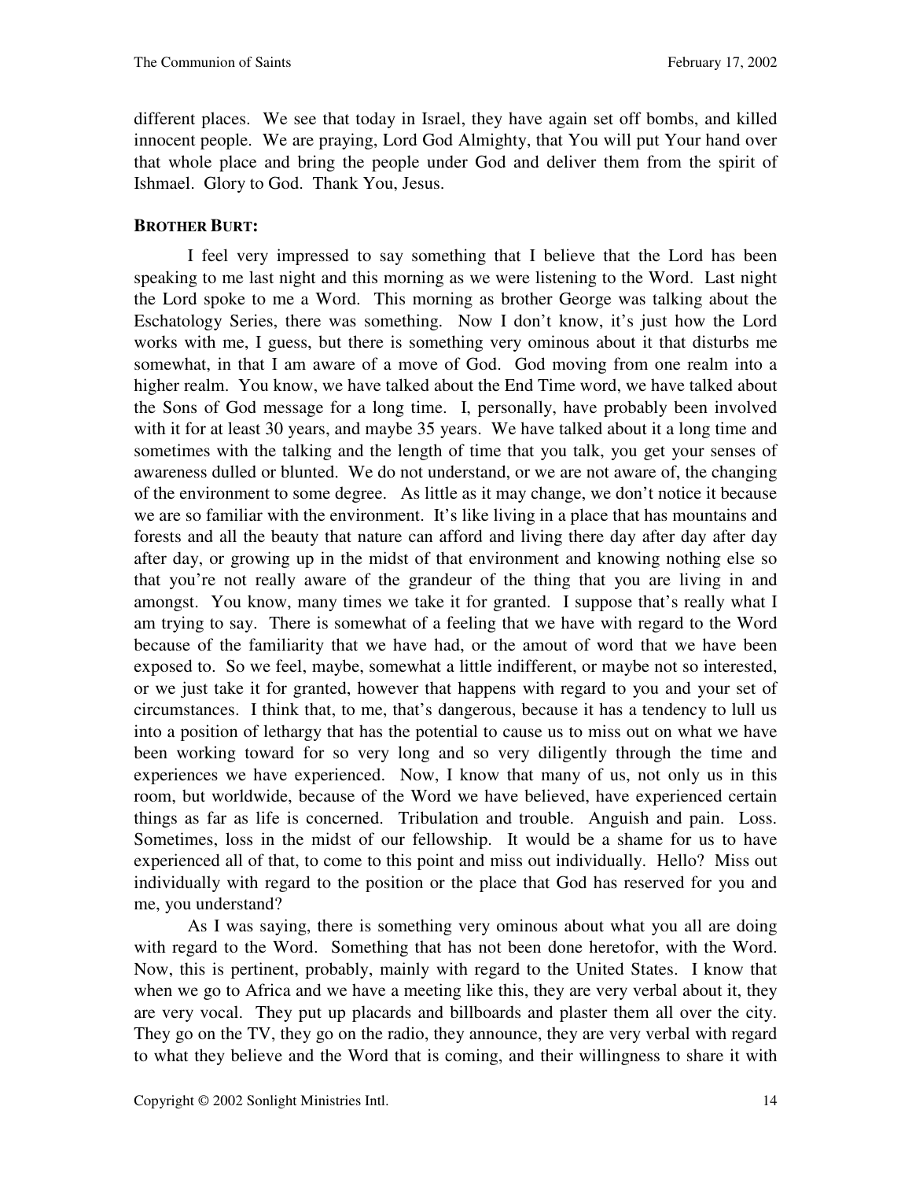different places. We see that today in Israel, they have again set off bombs, and killed innocent people. We are praying, Lord God Almighty, that You will put Your hand over that whole place and bring the people under God and deliver them from the spirit of Ishmael. Glory to God. Thank You, Jesus.

**BROTHER BURT:**

I feel very impressed to say something that I believe that the Lord has been speaking to me last night and this morning as we were listening to the Word. Last night the Lord spoke to me a Word. This morning as brother George was talking about the Eschatology Series, there was something. Now I don't know, it's just how the Lord works with me, I guess, but there is something very ominous about it that disturbs me somewhat, in that I am aware of a move of God. God moving from one realm into a higher realm. You know, we have talked about the End Time word, we have talked about the Sons of God message for a long time. I, personally, have probably been involved with it for at least 30 years, and maybe 35 years. We have talked about it a long time and sometimes with the talking and the length of time that you talk, you get your senses of awareness dulled or blunted. We do not understand, or we are not aware of, the changing of the environment to some degree. As little as it may change, we don't notice it because we are so familiar with the environment. It's like living in a place that has mountains and forests and all the beauty that nature can afford and living there day after day after day after day, or growing up in the midst of that environment and knowing nothing else so that you're not really aware of the grandeur of the thing that you are living in and amongst. You know, many times we take it for granted. I suppose that's really what I am trying to say. There is somewhat of a feeling that we have with regard to the Word because of the familiarity that we have had, or the amout of word that we have been exposed to. So we feel, maybe, somewhat a little indifferent, or maybe not so interested, or we just take it for granted, however that happens with regard to you and your set of circumstances. I think that, to me, that's dangerous, because it has a tendency to lull us into a position of lethargy that has the potential to cause us to miss out on what we have been working toward for so very long and so very diligently through the time and experiences we have experienced. Now, I know that many of us, not only us in this room, but worldwide, because of the Word we have believed, have experienced certain things as far as life is concerned. Tribulation and trouble. Anguish and pain. Loss. Sometimes, loss in the midst of our fellowship. It would be a shame for us to have experienced all of that, to come to this point and miss out individually. Hello? Miss out individually with regard to the position or the place that God has reserved for you and me, you understand?

As I was saying, there is something very ominous about what you all are doing with regard to the Word. Something that has not been done heretofor, with the Word. Now, this is pertinent, probably, mainly with regard to the United States. I know that when we go to Africa and we have a meeting like this, they are very verbal about it, they are very vocal. They put up placards and billboards and plaster them all over the city. They go on the TV, they go on the radio, they announce, they are very verbal with regard to what they believe and the Word that is coming, and their willingness to share it with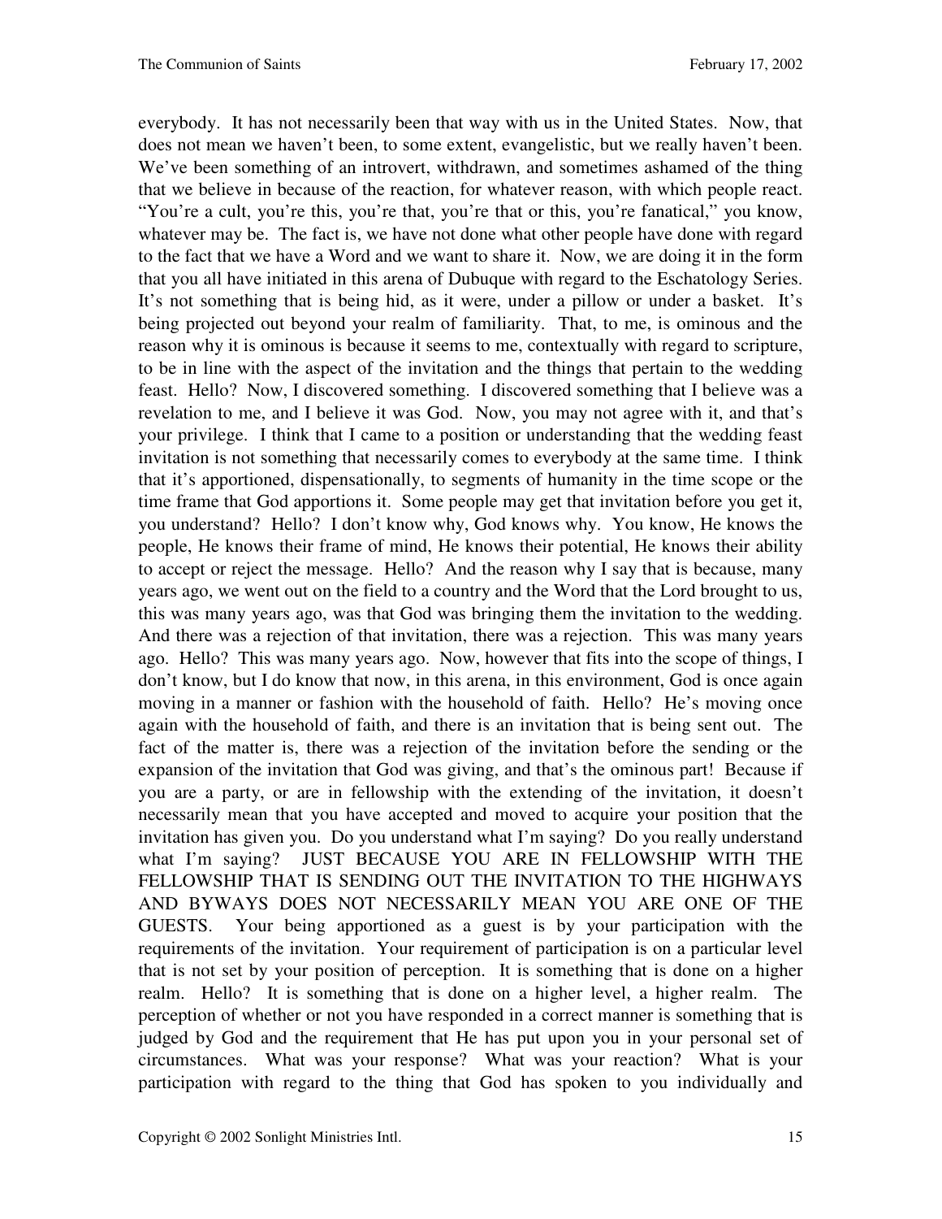everybody. It has not necessarily been that way with us in the United States. Now, that does not mean we haven't been, to some extent, evangelistic, but we really haven't been. We've been something of an introvert, withdrawn, and sometimes ashamed of the thing that we believe in because of the reaction, for whatever reason, with which people react. "You're a cult, you're this, you're that, you're that or this, you're fanatical," you know, whatever may be. The fact is, we have not done what other people have done with regard to the fact that we have a Word and we want to share it. Now, we are doing it in the form that you all have initiated in this arena of Dubuque with regard to the Eschatology Series. It's not something that is being hid, as it were, under a pillow or under a basket. It's being projected out beyond your realm of familiarity. That, to me, is ominous and the reason why it is ominous is because it seems to me, contextually with regard to scripture, to be in line with the aspect of the invitation and the things that pertain to the wedding feast. Hello? Now, I discovered something. I discovered something that I believe was a revelation to me, and I believe it was God. Now, you may not agree with it, and that's your privilege. I think that I came to a position or understanding that the wedding feast invitation is not something that necessarily comes to everybody at the same time. I think that it's apportioned, dispensationally, to segments of humanity in the time scope or the time frame that God apportions it. Some people may get that invitation before you get it, you understand? Hello? I don't know why, God knows why. You know, He knows the people, He knows their frame of mind, He knows their potential, He knows their ability to accept or reject the message. Hello? And the reason why I say that is because, many years ago, we went out on the field to a country and the Word that the Lord brought to us, this was many years ago, was that God was bringing them the invitation to the wedding. And there was a rejection of that invitation, there was a rejection. This was many years ago. Hello? This was many years ago. Now, however that fits into the scope of things, I don't know, but I do know that now, in this arena, in this environment, God is once again moving in a manner or fashion with the household of faith. Hello? He's moving once again with the household of faith, and there is an invitation that is being sent out. The fact of the matter is, there was a rejection of the invitation before the sending or the expansion of the invitation that God was giving, and that's the ominous part! Because if you are a party, or are in fellowship with the extending of the invitation, it doesn't necessarily mean that you have accepted and moved to acquire your position that the invitation has given you. Do you understand what I'm saying? Do you really understand what I'm saying? JUST BECAUSE YOU ARE IN FELLOWSHIP WITH THE FELLOWSHIP THAT IS SENDING OUT THE INVITATION TO THE HIGHWAYS AND BYWAYS DOES NOT NECESSARILY MEAN YOU ARE ONE OF THE GUESTS. Your being apportioned as a guest is by your participation with the requirements of the invitation. Your requirement of participation is on a particular level that is not set by your position of perception. It is something that is done on a higher realm. Hello? It is something that is done on a higher level, a higher realm. The perception of whether or not you have responded in a correct manner is something that is judged by God and the requirement that He has put upon you in your personal set of circumstances. What was your response? What was your reaction? What is your participation with regard to the thing that God has spoken to you individually and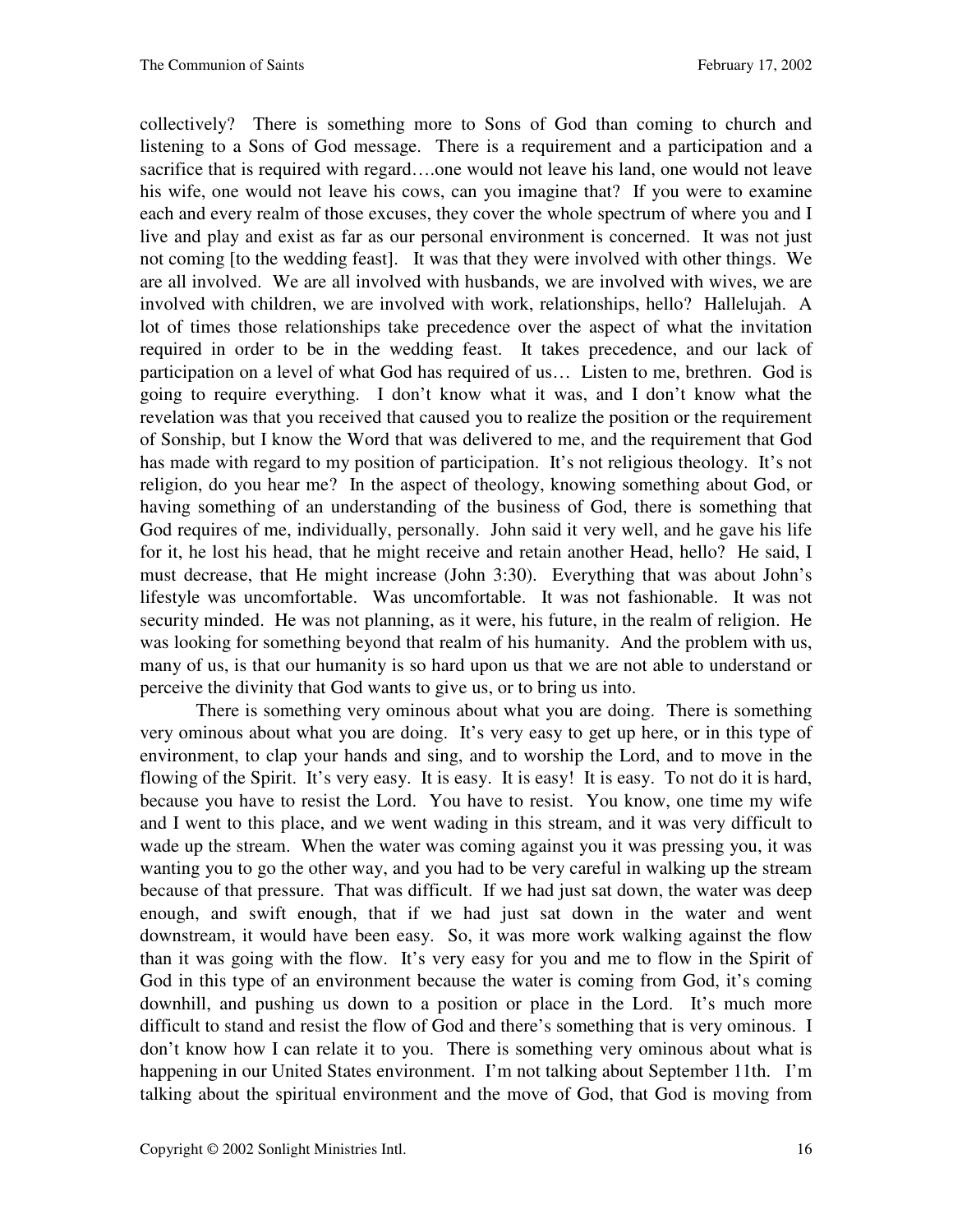collectively? There is something more to Sons of God than coming to church and listening to a Sons of God message. There is a requirement and a participation and a sacrifice that is required with regard….one would not leave his land, one would not leave his wife, one would not leave his cows, can you imagine that? If you were to examine each and every realm of those excuses, they cover the whole spectrum of where you and I live and play and exist as far as our personal environment is concerned. It was not just not coming [to the wedding feast]. It was that they were involved with other things. We are all involved. We are all involved with husbands, we are involved with wives, we are involved with children, we are involved with work, relationships, hello? Hallelujah. A lot of times those relationships take precedence over the aspect of what the invitation required in order to be in the wedding feast. It takes precedence, and our lack of participation on a level of what God has required of us… Listen to me, brethren. God is going to require everything. I don't know what it was, and I don't know what the revelation was that you received that caused you to realize the position or the requirement of Sonship, but I know the Word that was delivered to me, and the requirement that God has made with regard to my position of participation. It's not religious theology. It's not religion, do you hear me? In the aspect of theology, knowing something about God, or having something of an understanding of the business of God, there is something that God requires of me, individually, personally. John said it very well, and he gave his life for it, he lost his head, that he might receive and retain another Head, hello? He said, I must decrease, that He might increase (John 3:30). Everything that was about John's lifestyle was uncomfortable. Was uncomfortable. It was not fashionable. It was not security minded. He was not planning, as it were, his future, in the realm of religion. He was looking for something beyond that realm of his humanity. And the problem with us, many of us, is that our humanity is so hard upon us that we are not able to understand or perceive the divinity that God wants to give us, or to bring us into.

There is something very ominous about what you are doing. There is something very ominous about what you are doing. It's very easy to get up here, or in this type of environment, to clap your hands and sing, and to worship the Lord, and to move in the flowing of the Spirit. It's very easy. It is easy. It is easy! It is easy. To not do it is hard, because you have to resist the Lord. You have to resist. You know, one time my wife and I went to this place, and we went wading in this stream, and it was very difficult to wade up the stream. When the water was coming against you it was pressing you, it was wanting you to go the other way, and you had to be very careful in walking up the stream because of that pressure. That was difficult. If we had just sat down, the water was deep enough, and swift enough, that if we had just sat down in the water and went downstream, it would have been easy. So, it was more work walking against the flow than it was going with the flow. It's very easy for you and me to flow in the Spirit of God in this type of an environment because the water is coming from God, it's coming downhill, and pushing us down to a position or place in the Lord. It's much more difficult to stand and resist the flow of God and there's something that is very ominous. I don't know how I can relate it to you. There is something very ominous about what is happening in our United States environment. I'm not talking about September 11th. I'm talking about the spiritual environment and the move of God, that God is moving from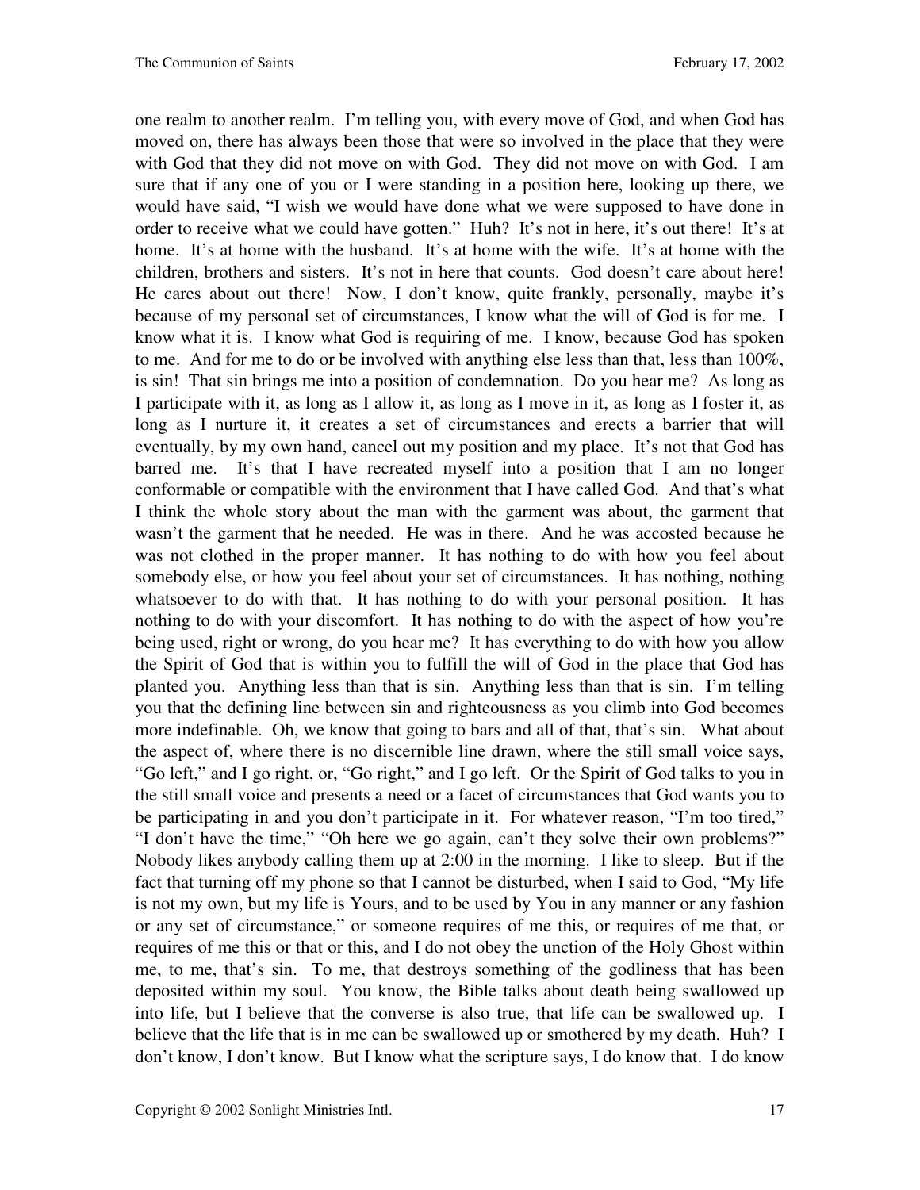one realm to another realm. I'm telling you, with every move of God, and when God has moved on, there has always been those that were so involved in the place that they were with God that they did not move on with God. They did not move on with God. I am sure that if any one of you or I were standing in a position here, looking up there, we would have said, "I wish we would have done what we were supposed to have done in order to receive what we could have gotten." Huh? It's not in here, it's out there! It's at home. It's at home with the husband. It's at home with the wife. It's at home with the children, brothers and sisters. It's not in here that counts. God doesn't care about here! He cares about out there! Now, I don't know, quite frankly, personally, maybe it's because of my personal set of circumstances, I know what the will of God is for me. I know what it is. I know what God is requiring of me. I know, because God has spoken to me. And for me to do or be involved with anything else less than that, less than 100%, is sin! That sin brings me into a position of condemnation. Do you hear me? As long as I participate with it, as long as I allow it, as long as I move in it, as long as I foster it, as long as I nurture it, it creates a set of circumstances and erects a barrier that will eventually, by my own hand, cancel out my position and my place. It's not that God has barred me. It's that I have recreated myself into a position that I am no longer conformable or compatible with the environment that I have called God. And that's what I think the whole story about the man with the garment was about, the garment that wasn't the garment that he needed. He was in there. And he was accosted because he was not clothed in the proper manner. It has nothing to do with how you feel about somebody else, or how you feel about your set of circumstances. It has nothing, nothing whatsoever to do with that. It has nothing to do with your personal position. It has nothing to do with your discomfort. It has nothing to do with the aspect of how you're being used, right or wrong, do you hear me? It has everything to do with how you allow the Spirit of God that is within you to fulfill the will of God in the place that God has planted you. Anything less than that is sin. Anything less than that is sin. I'm telling you that the defining line between sin and righteousness as you climb into God becomes more indefinable. Oh, we know that going to bars and all of that, that's sin. What about the aspect of, where there is no discernible line drawn, where the still small voice says, "Go left," and I go right, or, "Go right," and I go left. Or the Spirit of God talks to you in the still small voice and presents a need or a facet of circumstances that God wants you to be participating in and you don't participate in it. For whatever reason, "I'm too tired," "I don't have the time," "Oh here we go again, can't they solve their own problems?" Nobody likes anybody calling them up at 2:00 in the morning. I like to sleep. But if the fact that turning off my phone so that I cannot be disturbed, when I said to God, "My life is not my own, but my life is Yours, and to be used by You in any manner or any fashion or any set of circumstance," or someone requires of me this, or requires of me that, or requires of me this or that or this, and I do not obey the unction of the Holy Ghost within me, to me, that's sin. To me, that destroys something of the godliness that has been deposited within my soul. You know, the Bible talks about death being swallowed up into life, but I believe that the converse is also true, that life can be swallowed up. I believe that the life that is in me can be swallowed up or smothered by my death. Huh? I don't know, I don't know. But I know what the scripture says, I do know that. I do know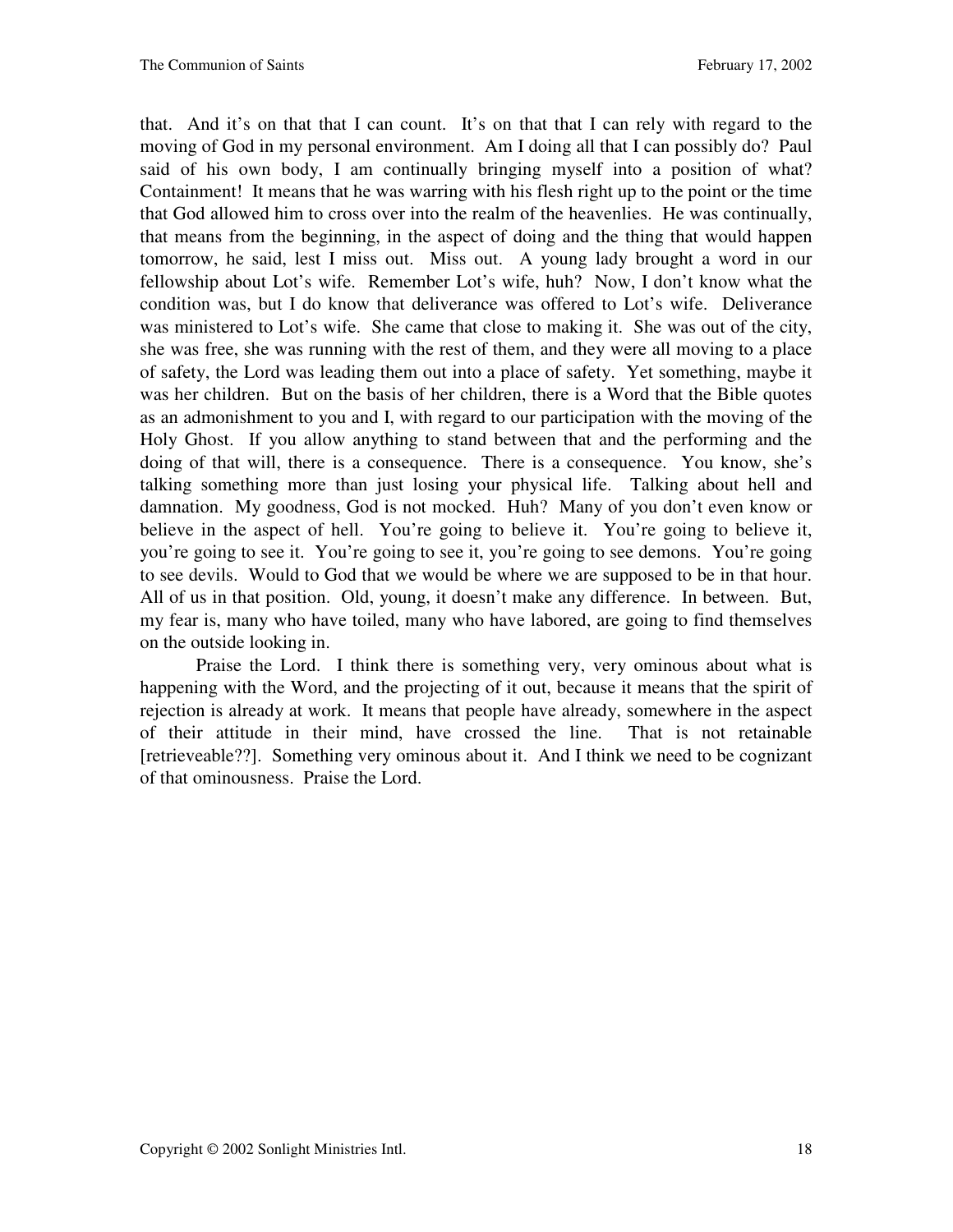that. And it's on that that I can count. It's on that that I can rely with regard to the moving of God in my personal environment. Am I doing all that I can possibly do? Paul said of his own body, I am continually bringing myself into a position of what? Containment! It means that he was warring with his flesh right up to the point or the time that God allowed him to cross over into the realm of the heavenlies. He was continually, that means from the beginning, in the aspect of doing and the thing that would happen tomorrow, he said, lest I miss out. Miss out. A young lady brought a word in our fellowship about Lot's wife. Remember Lot's wife, huh? Now, I don't know what the condition was, but I do know that deliverance was offered to Lot's wife. Deliverance was ministered to Lot's wife. She came that close to making it. She was out of the city, she was free, she was running with the rest of them, and they were all moving to a place of safety, the Lord was leading them out into a place of safety. Yet something, maybe it was her children. But on the basis of her children, there is a Word that the Bible quotes as an admonishment to you and I, with regard to our participation with the moving of the Holy Ghost. If you allow anything to stand between that and the performing and the doing of that will, there is a consequence. There is a consequence. You know, she's talking something more than just losing your physical life. Talking about hell and damnation. My goodness, God is not mocked. Huh? Many of you don't even know or believe in the aspect of hell. You're going to believe it. You're going to believe it, you're going to see it. You're going to see it, you're going to see demons. You're going to see devils. Would to God that we would be where we are supposed to be in that hour. All of us in that position. Old, young, it doesn't make any difference. In between. But, my fear is, many who have toiled, many who have labored, are going to find themselves on the outside looking in.

Praise the Lord. I think there is something very, very ominous about what is happening with the Word, and the projecting of it out, because it means that the spirit of rejection is already at work. It means that people have already, somewhere in the aspect of their attitude in their mind, have crossed the line. That is not retainable [retrieveable??]. Something very ominous about it. And I think we need to be cognizant of that ominousness. Praise the Lord.